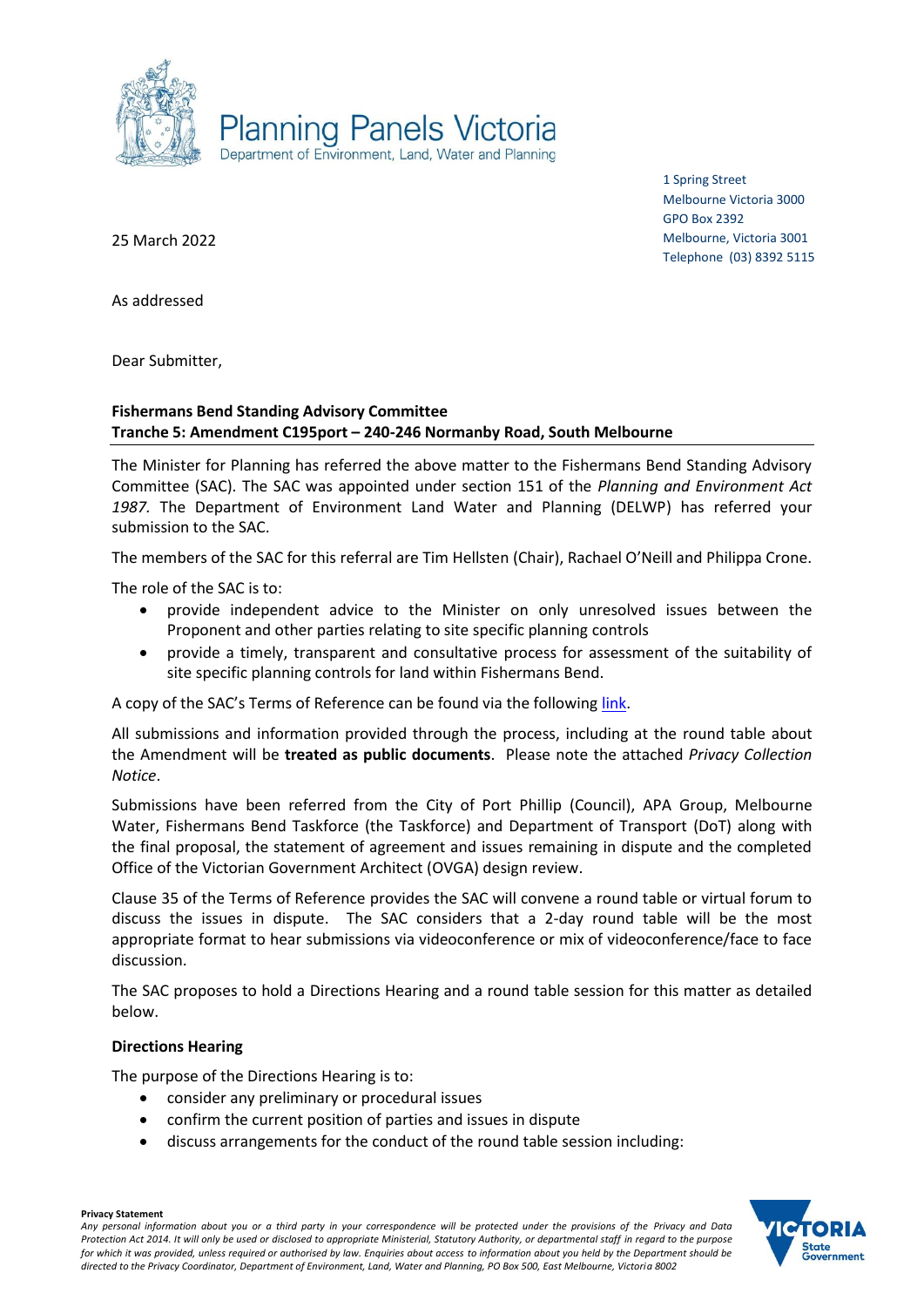Planning Panels Victoria
Department of Environment, Land, Water and Planning

1 Spring Street
Melbourne Victoria 3000
GPO Box 2392
Melbourne, Victoria 3001
Telephone (03) 8392 5115

25 March 2022

As addressed

Dear Submitter,

**Fishermans Bend Standing Advisory Committee**
**Tranche 5: Amendment C195port – 240-246 Normanby Road, South Melbourne**

The Minister for Planning has referred the above matter to the Fishermans Bend Standing Advisory Committee (SAC). The SAC was appointed under section 151 of the *Planning and Environment Act 1987.* The Department of Environment Land Water and Planning (DELWP) has referred your submission to the SAC.

The members of the SAC for this referral are Tim Hellsten (Chair), Rachael O'Neill and Philippa Crone.

The role of the SAC is to:

- provide independent advice to the Minister on only unresolved issues between the Proponent and other parties relating to site specific planning controls
- provide a timely, transparent and consultative process for assessment of the suitability of site specific planning controls for land within Fishermans Bend.

A copy of the SAC's Terms of Reference can be found via the following link.

All submissions and information provided through the process, including at the round table about the Amendment will be **treated as public documents**. Please note the attached *Privacy Collection Notice*.

Submissions have been referred from the City of Port Phillip (Council), APA Group, Melbourne Water, Fishermans Bend Taskforce (the Taskforce) and Department of Transport (DoT) along with the final proposal, the statement of agreement and issues remaining in dispute and the completed Office of the Victorian Government Architect (OVGA) design review.

Clause 35 of the Terms of Reference provides the SAC will convene a round table or virtual forum to discuss the issues in dispute. The SAC considers that a 2-day round table will be the most appropriate format to hear submissions via videoconference or mix of videoconference/face to face discussion.

The SAC proposes to hold a Directions Hearing and a round table session for this matter as detailed below.

**Directions Hearing**

The purpose of the Directions Hearing is to:

- consider any preliminary or procedural issues
- confirm the current position of parties and issues in dispute
- discuss arrangements for the conduct of the round table session including:

**Privacy Statement**
*Any personal information about you or a third party in your correspondence will be protected under the provisions of the Privacy and Data Protection Act 2014. It will only be used or disclosed to appropriate Ministerial, Statutory Authority, or departmental staff in regard to the purpose for which it was provided, unless required or authorised by law. Enquiries about access to information about you held by the Department should be directed to the Privacy Coordinator, Department of Environment, Land, Water and Planning, PO Box 500, East Melbourne, Victoria 8002*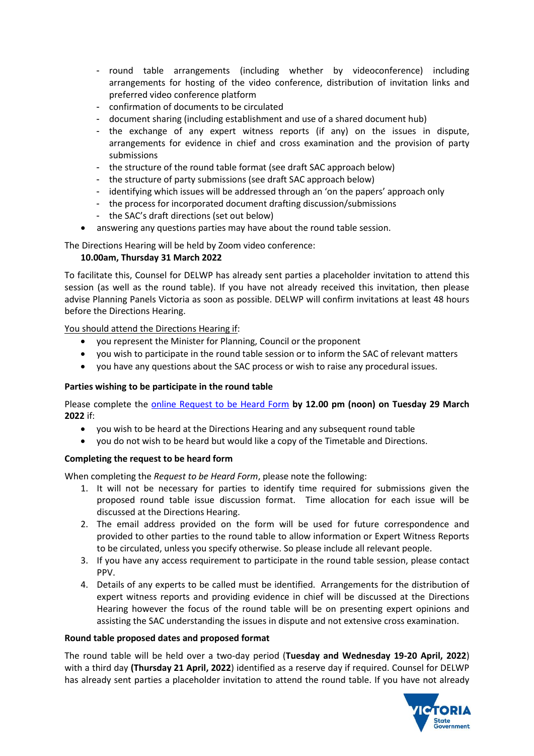- round table arrangements (including whether by videoconference) including arrangements for hosting of the video conference, distribution of invitation links and preferred video conference platform
- confirmation of documents to be circulated
- document sharing (including establishment and use of a shared document hub)
- the exchange of any expert witness reports (if any) on the issues in dispute, arrangements for evidence in chief and cross examination and the provision of party submissions
- the structure of the round table format (see draft SAC approach below)
- the structure of party submissions (see draft SAC approach below)
- identifying which issues will be addressed through an 'on the papers' approach only
- the process for incorporated document drafting discussion/submissions
- the SAC's draft directions (set out below)

- answering any questions parties may have about the round table session.

The Directions Hearing will be held by Zoom video conference:

**10.00am, Thursday 31 March 2022**

To facilitate this, Counsel for DELWP has already sent parties a placeholder invitation to attend this session (as well as the round table). If you have not already received this invitation, then please advise Planning Panels Victoria as soon as possible. DELWP will confirm invitations at least 48 hours before the Directions Hearing.

You should attend the Directions Hearing if:

- you represent the Minister for Planning, Council or the proponent
- you wish to participate in the round table session or to inform the SAC of relevant matters
- you have any questions about the SAC process or wish to raise any procedural issues.

**Parties wishing to be participate in the round table**

Please complete the online Request to be Heard Form **by 12.00 pm (noon) on Tuesday 29 March 2022** if:

- you wish to be heard at the Directions Hearing and any subsequent round table
- you do not wish to be heard but would like a copy of the Timetable and Directions.

**Completing the request to be heard form**

When completing the *Request to be Heard Form*, please note the following:

1. It will not be necessary for parties to identify time required for submissions given the proposed round table issue discussion format. Time allocation for each issue will be discussed at the Directions Hearing.
2. The email address provided on the form will be used for future correspondence and provided to other parties to the round table to allow information or Expert Witness Reports to be circulated, unless you specify otherwise. So please include all relevant people.
3. If you have any access requirement to participate in the round table session, please contact PPV.
4. Details of any experts to be called must be identified. Arrangements for the distribution of expert witness reports and providing evidence in chief will be discussed at the Directions Hearing however the focus of the round table will be on presenting expert opinions and assisting the SAC understanding the issues in dispute and not extensive cross examination.

**Round table proposed dates and proposed format**

The round table will be held over a two-day period (**Tuesday and Wednesday 19-20 April, 2022**) with a third day **(Thursday 21 April, 2022)** identified as a reserve day if required. Counsel for DELWP has already sent parties a placeholder invitation to attend the round table. If you have not already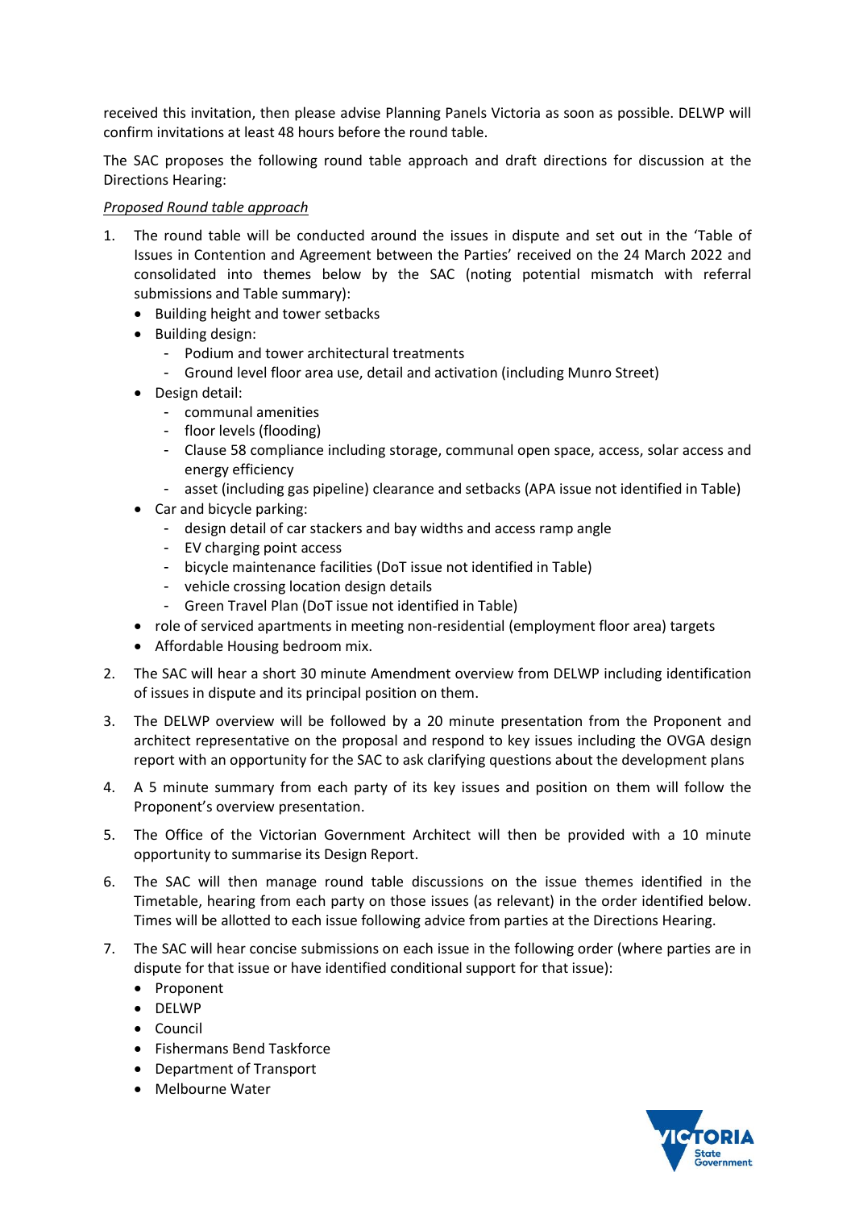received this invitation, then please advise Planning Panels Victoria as soon as possible. DELWP will confirm invitations at least 48 hours before the round table.

The SAC proposes the following round table approach and draft directions for discussion at the Directions Hearing:

*Proposed Round table approach*

1. The round table will be conducted around the issues in dispute and set out in the 'Table of Issues in Contention and Agreement between the Parties' received on the 24 March 2022 and consolidated into themes below by the SAC (noting potential mismatch with referral submissions and Table summary):
   - Building height and tower setbacks
   - Building design:
     - Podium and tower architectural treatments
     - Ground level floor area use, detail and activation (including Munro Street)
   - Design detail:
     - communal amenities
     - floor levels (flooding)
     - Clause 58 compliance including storage, communal open space, access, solar access and energy efficiency
     - asset (including gas pipeline) clearance and setbacks (APA issue not identified in Table)
   - Car and bicycle parking:
     - design detail of car stackers and bay widths and access ramp angle
     - EV charging point access
     - bicycle maintenance facilities (DoT issue not identified in Table)
     - vehicle crossing location design details
     - Green Travel Plan (DoT issue not identified in Table)
   - role of serviced apartments in meeting non-residential (employment floor area) targets
   - Affordable Housing bedroom mix.
2. The SAC will hear a short 30 minute Amendment overview from DELWP including identification of issues in dispute and its principal position on them.
3. The DELWP overview will be followed by a 20 minute presentation from the Proponent and architect representative on the proposal and respond to key issues including the OVGA design report with an opportunity for the SAC to ask clarifying questions about the development plans
4. A 5 minute summary from each party of its key issues and position on them will follow the Proponent's overview presentation.
5. The Office of the Victorian Government Architect will then be provided with a 10 minute opportunity to summarise its Design Report.
6. The SAC will then manage round table discussions on the issue themes identified in the Timetable, hearing from each party on those issues (as relevant) in the order identified below. Times will be allotted to each issue following advice from parties at the Directions Hearing.
7. The SAC will hear concise submissions on each issue in the following order (where parties are in dispute for that issue or have identified conditional support for that issue):
   - Proponent
   - DELWP
   - Council
   - Fishermans Bend Taskforce
   - Department of Transport
   - Melbourne Water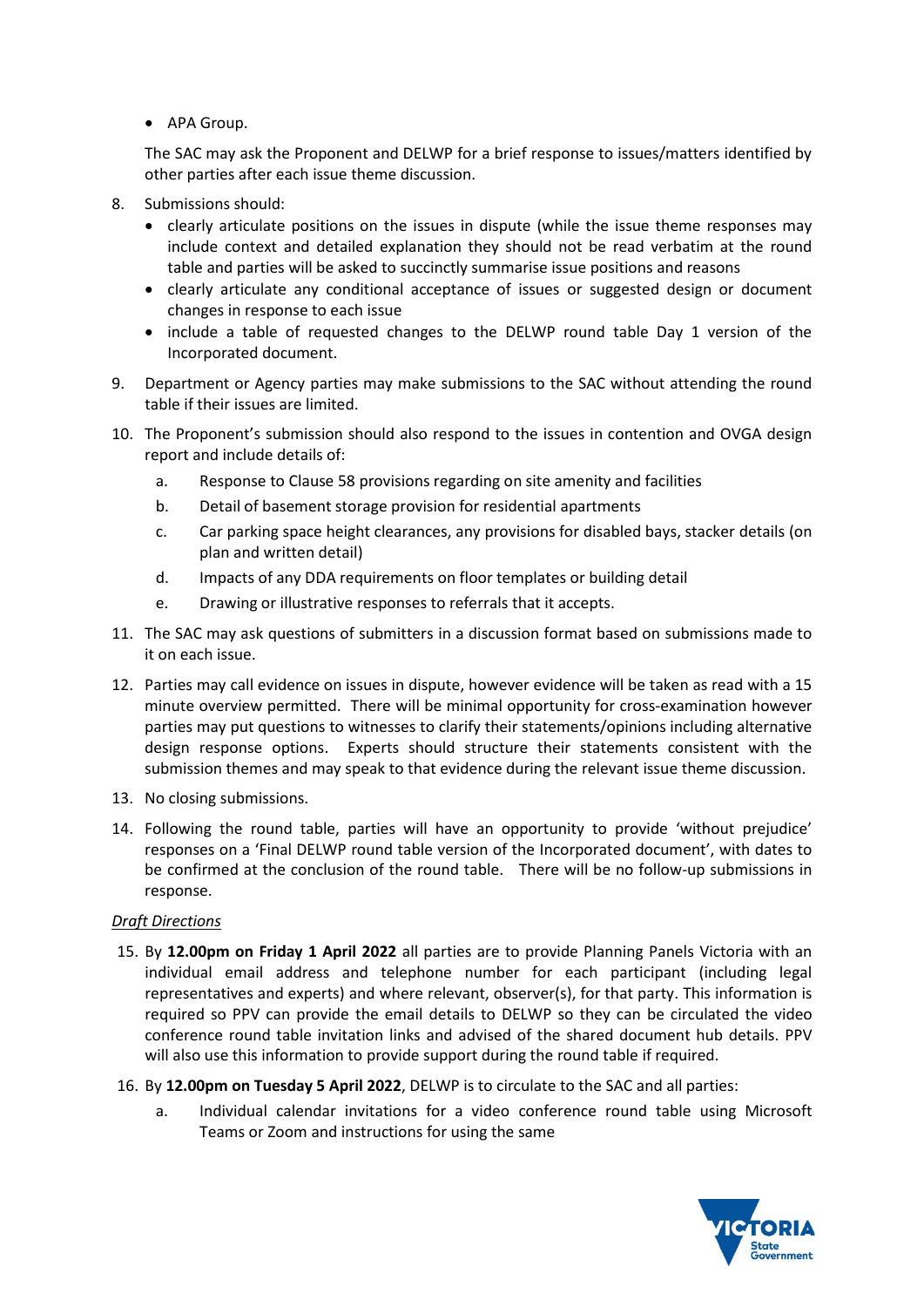- APA Group.

The SAC may ask the Proponent and DELWP for a brief response to issues/matters identified by other parties after each issue theme discussion.

8. Submissions should:
   - clearly articulate positions on the issues in dispute (while the issue theme responses may include context and detailed explanation they should not be read verbatim at the round table and parties will be asked to succinctly summarise issue positions and reasons
   - clearly articulate any conditional acceptance of issues or suggested design or document changes in response to each issue
   - include a table of requested changes to the DELWP round table Day 1 version of the Incorporated document.
9. Department or Agency parties may make submissions to the SAC without attending the round table if their issues are limited.
10. The Proponent's submission should also respond to the issues in contention and OVGA design report and include details of:
    a. Response to Clause 58 provisions regarding on site amenity and facilities
    b. Detail of basement storage provision for residential apartments
    c. Car parking space height clearances, any provisions for disabled bays, stacker details (on plan and written detail)
    d. Impacts of any DDA requirements on floor templates or building detail
    e. Drawing or illustrative responses to referrals that it accepts.
11. The SAC may ask questions of submitters in a discussion format based on submissions made to it on each issue.
12. Parties may call evidence on issues in dispute, however evidence will be taken as read with a 15 minute overview permitted. There will be minimal opportunity for cross-examination however parties may put questions to witnesses to clarify their statements/opinions including alternative design response options. Experts should structure their statements consistent with the submission themes and may speak to that evidence during the relevant issue theme discussion.
13. No closing submissions.
14. Following the round table, parties will have an opportunity to provide 'without prejudice' responses on a 'Final DELWP round table version of the Incorporated document', with dates to be confirmed at the conclusion of the round table. There will be no follow-up submissions in response.

*Draft Directions*

15. By **12.00pm on Friday 1 April 2022** all parties are to provide Planning Panels Victoria with an individual email address and telephone number for each participant (including legal representatives and experts) and where relevant, observer(s), for that party. This information is required so PPV can provide the email details to DELWP so they can be circulated the video conference round table invitation links and advised of the shared document hub details. PPV will also use this information to provide support during the round table if required.
16. By **12.00pm on Tuesday 5 April 2022**, DELWP is to circulate to the SAC and all parties:
    a. Individual calendar invitations for a video conference round table using Microsoft Teams or Zoom and instructions for using the same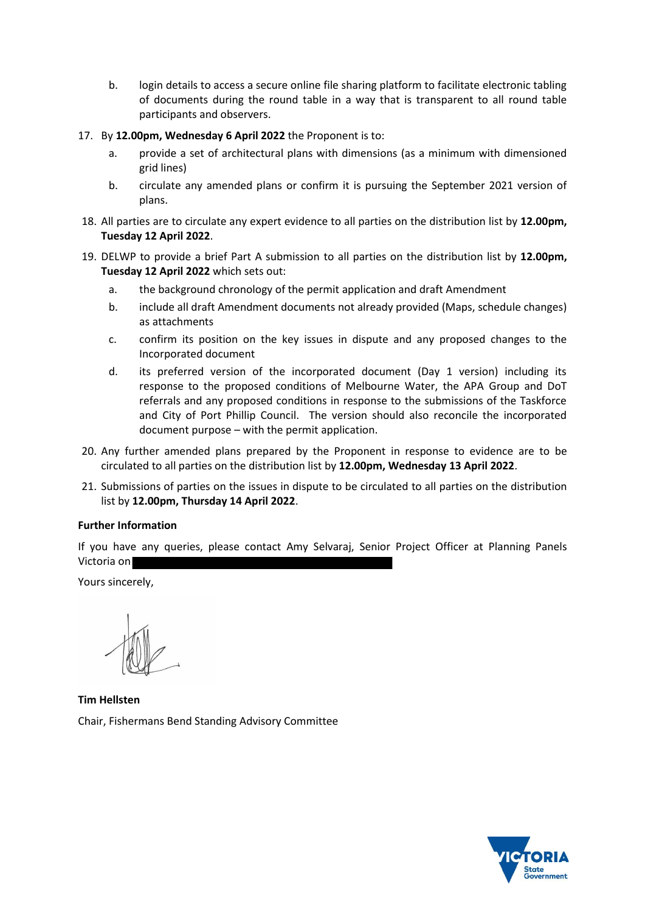b. login details to access a secure online file sharing platform to facilitate electronic tabling of documents during the round table in a way that is transparent to all round table participants and observers.

17. By **12.00pm, Wednesday 6 April 2022** the Proponent is to:
    a. provide a set of architectural plans with dimensions (as a minimum with dimensioned grid lines)
    b. circulate any amended plans or confirm it is pursuing the September 2021 version of plans.

18. All parties are to circulate any expert evidence to all parties on the distribution list by **12.00pm, Tuesday 12 April 2022**.

19. DELWP to provide a brief Part A submission to all parties on the distribution list by **12.00pm, Tuesday 12 April 2022** which sets out:
    a. the background chronology of the permit application and draft Amendment
    b. include all draft Amendment documents not already provided (Maps, schedule changes) as attachments
    c. confirm its position on the key issues in dispute and any proposed changes to the Incorporated document
    d. its preferred version of the incorporated document (Day 1 version) including its response to the proposed conditions of Melbourne Water, the APA Group and DoT referrals and any proposed conditions in response to the submissions of the Taskforce and City of Port Phillip Council. The version should also reconcile the incorporated document purpose – with the permit application.

20. Any further amended plans prepared by the Proponent in response to evidence are to be circulated to all parties on the distribution list by **12.00pm, Wednesday 13 April 2022**.

21. Submissions of parties on the issues in dispute to be circulated to all parties on the distribution list by **12.00pm, Thursday 14 April 2022**.

**Further Information**

If you have any queries, please contact Amy Selvaraj, Senior Project Officer at Planning Panels Victoria on

Yours sincerely,

**Tim Hellsten**

Chair, Fishermans Bend Standing Advisory Committee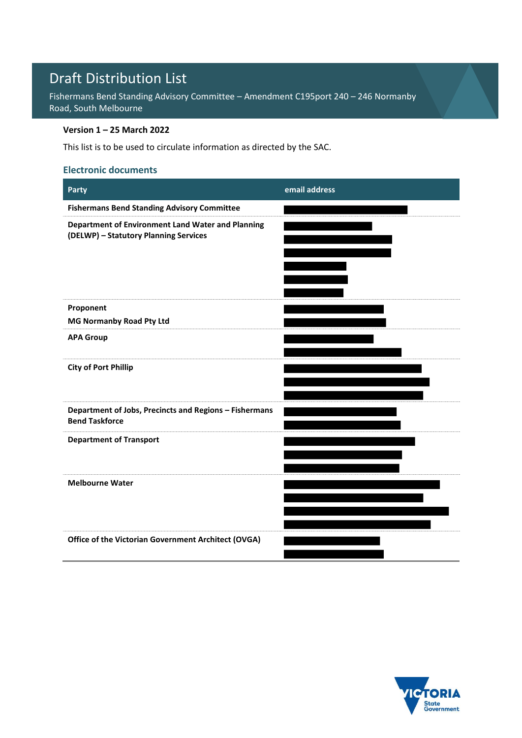# Draft Distribution List

Fishermans Bend Standing Advisory Committee – Amendment C195port 240 – 246 Normanby Road, South Melbourne

**Version 1 – 25 March 2022**

This list is to be used to circulate information as directed by the SAC.

## Electronic documents

| Party | email address |
| --- | --- |
| **Fishermans Bend Standing Advisory Committee** | [redacted] |
| **Department of Environment Land Water and Planning (DELWP) – Statutory Planning Services** | [redacted] |
| **Proponent**<br>**MG Normanby Road Pty Ltd** | [redacted] |
| **APA Group** | [redacted] |
| **City of Port Phillip** | [redacted] |
| **Department of Jobs, Precincts and Regions – Fishermans Bend Taskforce** | [redacted] |
| **Department of Transport** | [redacted] |
| **Melbourne Water** | [redacted] |
| **Office of the Victorian Government Architect (OVGA)** | [redacted] |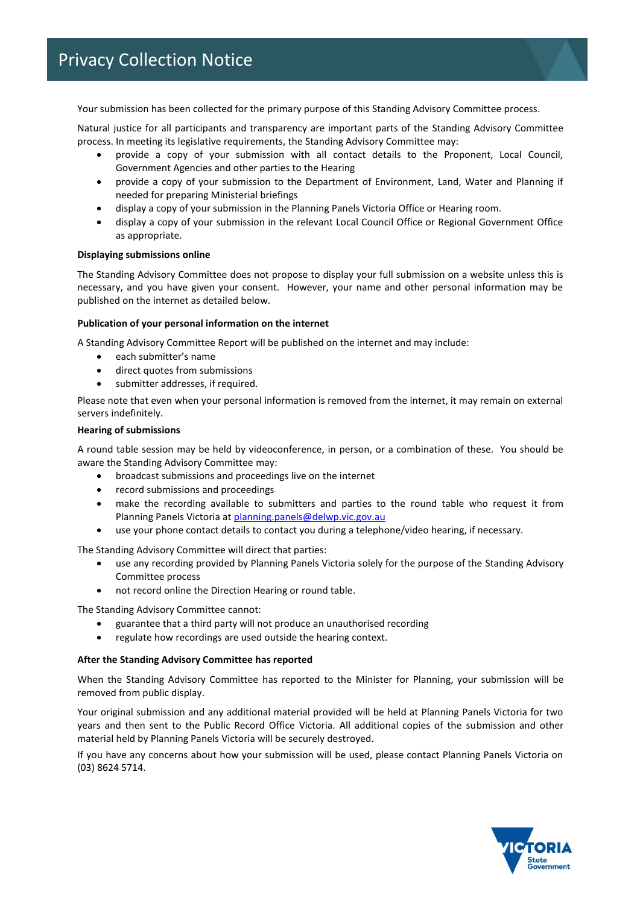# Privacy Collection Notice

Your submission has been collected for the primary purpose of this Standing Advisory Committee process.

Natural justice for all participants and transparency are important parts of the Standing Advisory Committee process. In meeting its legislative requirements, the Standing Advisory Committee may:

- provide a copy of your submission with all contact details to the Proponent, Local Council, Government Agencies and other parties to the Hearing
- provide a copy of your submission to the Department of Environment, Land, Water and Planning if needed for preparing Ministerial briefings
- display a copy of your submission in the Planning Panels Victoria Office or Hearing room.
- display a copy of your submission in the relevant Local Council Office or Regional Government Office as appropriate.

**Displaying submissions online**

The Standing Advisory Committee does not propose to display your full submission on a website unless this is necessary, and you have given your consent. However, your name and other personal information may be published on the internet as detailed below.

**Publication of your personal information on the internet**

A Standing Advisory Committee Report will be published on the internet and may include:

- each submitter's name
- direct quotes from submissions
- submitter addresses, if required.

Please note that even when your personal information is removed from the internet, it may remain on external servers indefinitely.

**Hearing of submissions**

A round table session may be held by videoconference, in person, or a combination of these. You should be aware the Standing Advisory Committee may:

- broadcast submissions and proceedings live on the internet
- record submissions and proceedings
- make the recording available to submitters and parties to the round table who request it from Planning Panels Victoria at planning.panels@delwp.vic.gov.au
- use your phone contact details to contact you during a telephone/video hearing, if necessary.

The Standing Advisory Committee will direct that parties:

- use any recording provided by Planning Panels Victoria solely for the purpose of the Standing Advisory Committee process
- not record online the Direction Hearing or round table.

The Standing Advisory Committee cannot:

- guarantee that a third party will not produce an unauthorised recording
- regulate how recordings are used outside the hearing context.

**After the Standing Advisory Committee has reported**

When the Standing Advisory Committee has reported to the Minister for Planning, your submission will be removed from public display.

Your original submission and any additional material provided will be held at Planning Panels Victoria for two years and then sent to the Public Record Office Victoria. All additional copies of the submission and other material held by Planning Panels Victoria will be securely destroyed.

If you have any concerns about how your submission will be used, please contact Planning Panels Victoria on (03) 8624 5714.